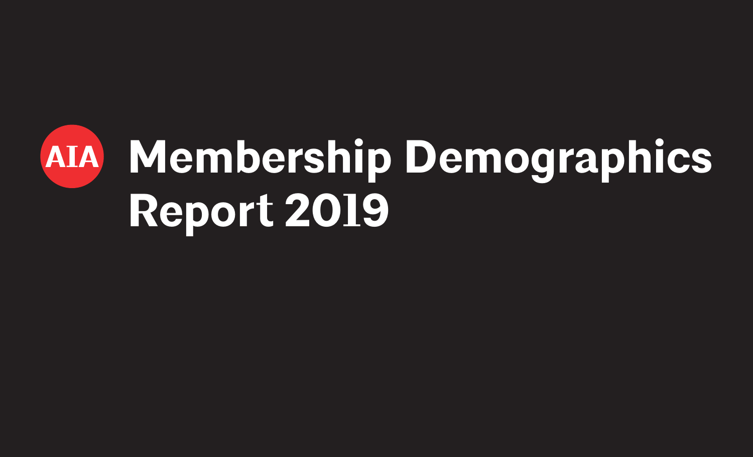AIA

# Membership Demographics Report 2019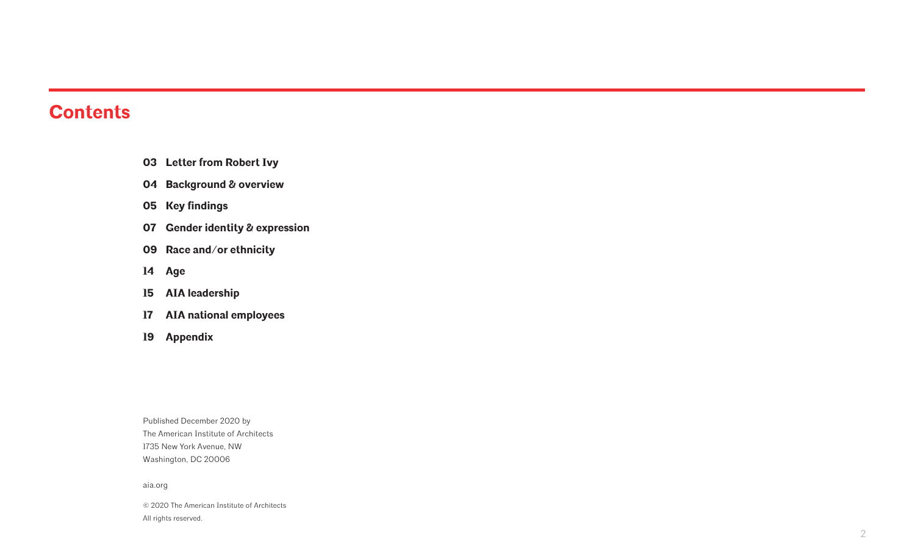# Contents

**03 Letter from Robert Ivy**

**04 Background & overview**

**05 Key findings**

**07 Gender identity & expression**

**09 Race and/or ethnicity**

**14 Age**

**15 AIA leadership**

**17 AIA national employees**

**19 Appendix**

Published December 2020 by
The American Institute of Architects
1735 New York Avenue, NW
Washington, DC 20006

aia.org

© 2020 The American Institute of Architects
All rights reserved.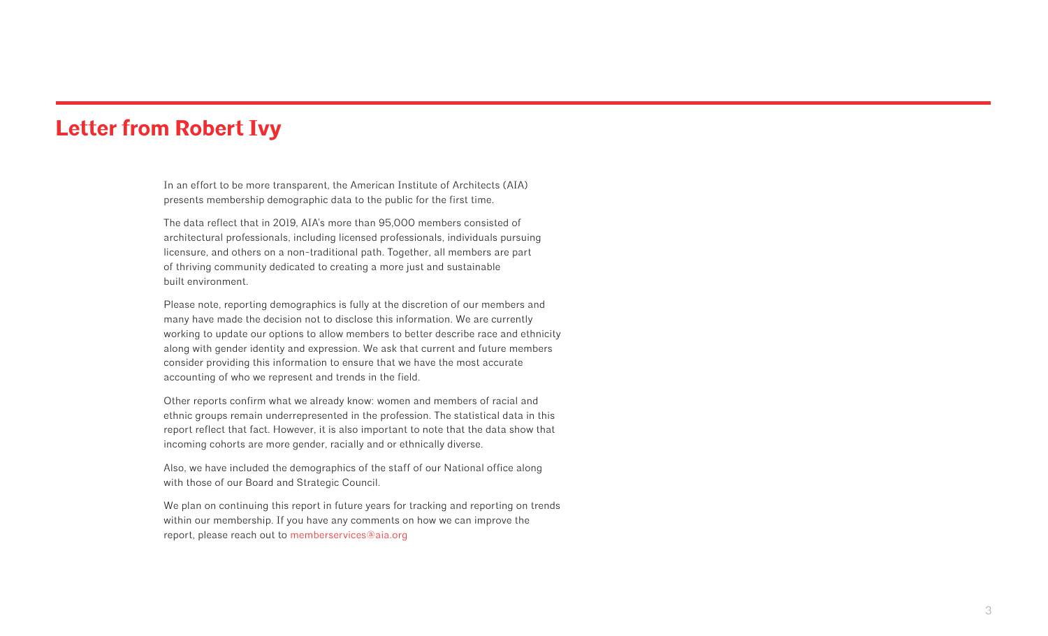# Letter from Robert Ivy

In an effort to be more transparent, the American Institute of Architects (AIA) presents membership demographic data to the public for the first time.

The data reflect that in 2019, AIA's more than 95,000 members consisted of architectural professionals, including licensed professionals, individuals pursuing licensure, and others on a non-traditional path. Together, all members are part of thriving community dedicated to creating a more just and sustainable built environment.

Please note, reporting demographics is fully at the discretion of our members and many have made the decision not to disclose this information. We are currently working to update our options to allow members to better describe race and ethnicity along with gender identity and expression. We ask that current and future members consider providing this information to ensure that we have the most accurate accounting of who we represent and trends in the field.

Other reports confirm what we already know: women and members of racial and ethnic groups remain underrepresented in the profession. The statistical data in this report reflect that fact. However, it is also important to note that the data show that incoming cohorts are more gender, racially and or ethnically diverse.

Also, we have included the demographics of the staff of our National office along with those of our Board and Strategic Council.

We plan on continuing this report in future years for tracking and reporting on trends within our membership. If you have any comments on how we can improve the report, please reach out to memberservices@aia.org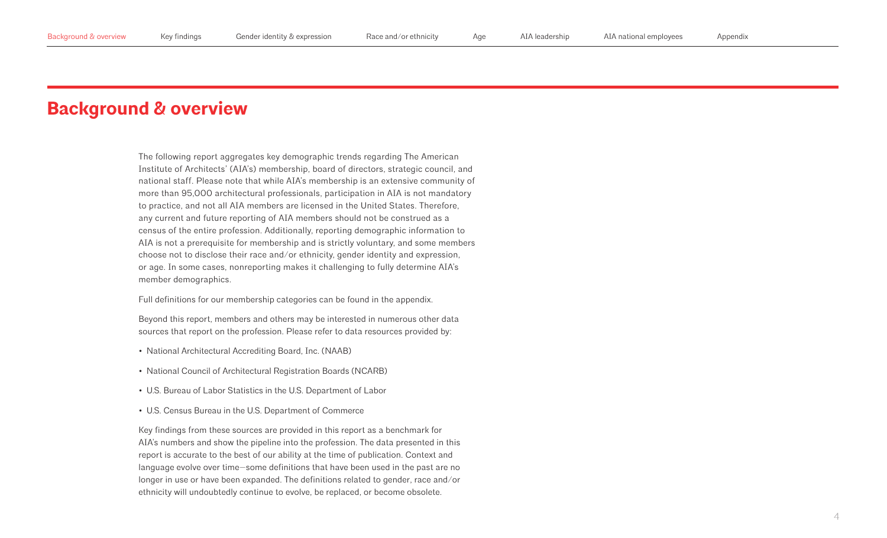# Background & overview

The following report aggregates key demographic trends regarding The American Institute of Architects' (AIA's) membership, board of directors, strategic council, and national staff. Please note that while AIA's membership is an extensive community of more than 95,000 architectural professionals, participation in AIA is not mandatory to practice, and not all AIA members are licensed in the United States. Therefore, any current and future reporting of AIA members should not be construed as a census of the entire profession. Additionally, reporting demographic information to AIA is not a prerequisite for membership and is strictly voluntary, and some members choose not to disclose their race and/or ethnicity, gender identity and expression, or age. In some cases, nonreporting makes it challenging to fully determine AIA's member demographics.

Full definitions for our membership categories can be found in the appendix.

Beyond this report, members and others may be interested in numerous other data sources that report on the profession. Please refer to data resources provided by:

- National Architectural Accrediting Board, Inc. (NAAB)
- National Council of Architectural Registration Boards (NCARB)
- U.S. Bureau of Labor Statistics in the U.S. Department of Labor
- U.S. Census Bureau in the U.S. Department of Commerce

Key findings from these sources are provided in this report as a benchmark for AIA's numbers and show the pipeline into the profession. The data presented in this report is accurate to the best of our ability at the time of publication. Context and language evolve over time—some definitions that have been used in the past are no longer in use or have been expanded. The definitions related to gender, race and/or ethnicity will undoubtedly continue to evolve, be replaced, or become obsolete.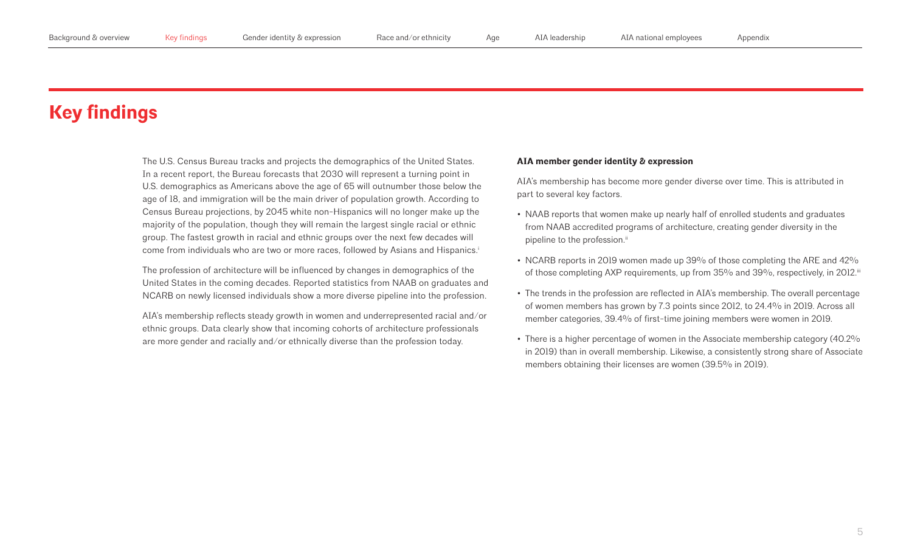# Key findings

The U.S. Census Bureau tracks and projects the demographics of the United States. In a recent report, the Bureau forecasts that 2030 will represent a turning point in U.S. demographics as Americans above the age of 65 will outnumber those below the age of 18, and immigration will be the main driver of population growth. According to Census Bureau projections, by 2045 white non-Hispanics will no longer make up the majority of the population, though they will remain the largest single racial or ethnic group. The fastest growth in racial and ethnic groups over the next few decades will come from individuals who are two or more races, followed by Asians and Hispanics.[i]

The profession of architecture will be influenced by changes in demographics of the United States in the coming decades. Reported statistics from NAAB on graduates and NCARB on newly licensed individuals show a more diverse pipeline into the profession.

AIA's membership reflects steady growth in women and underrepresented racial and/or ethnic groups. Data clearly show that incoming cohorts of architecture professionals are more gender and racially and/or ethnically diverse than the profession today.

**AIA member gender identity & expression**

AIA's membership has become more gender diverse over time. This is attributed in part to several key factors.

- NAAB reports that women make up nearly half of enrolled students and graduates from NAAB accredited programs of architecture, creating gender diversity in the pipeline to the profession.[ii]
- NCARB reports in 2019 women made up 39% of those completing the ARE and 42% of those completing AXP requirements, up from 35% and 39%, respectively, in 2012.[iii]
- The trends in the profession are reflected in AIA's membership. The overall percentage of women members has grown by 7.3 points since 2012, to 24.4% in 2019. Across all member categories, 39.4% of first-time joining members were women in 2019.
- There is a higher percentage of women in the Associate membership category (40.2% in 2019) than in overall membership. Likewise, a consistently strong share of Associate members obtaining their licenses are women (39.5% in 2019).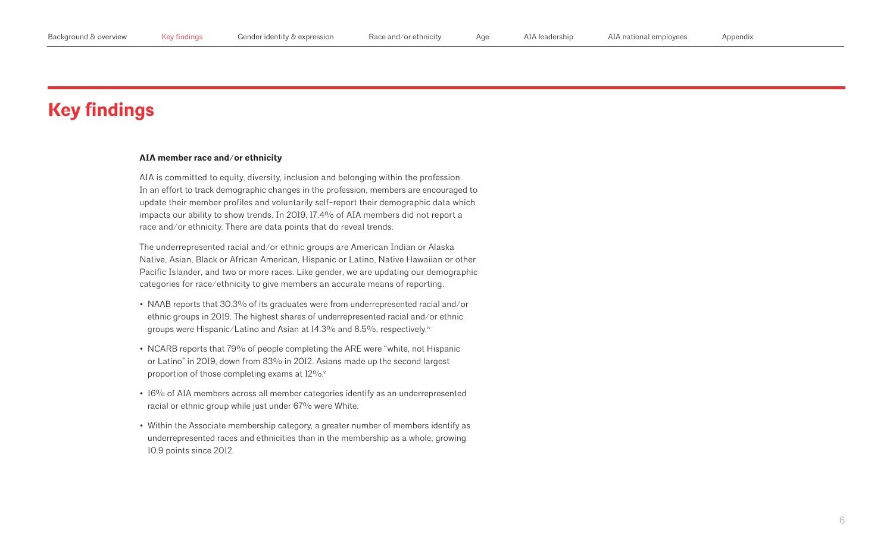# Key findings

**AIA member race and/or ethnicity**

AIA is committed to equity, diversity, inclusion and belonging within the profession. In an effort to track demographic changes in the profession, members are encouraged to update their member profiles and voluntarily self-report their demographic data which impacts our ability to show trends. In 2019, 17.4% of AIA members did not report a race and/or ethnicity. There are data points that do reveal trends.

The underrepresented racial and/or ethnic groups are American Indian or Alaska Native, Asian, Black or African American, Hispanic or Latino, Native Hawaiian or other Pacific Islander, and two or more races. Like gender, we are updating our demographic categories for race/ethnicity to give members an accurate means of reporting.

- NAAB reports that 30.3% of its graduates were from underrepresented racial and/or ethnic groups in 2019. The highest shares of underrepresented racial and/or ethnic groups were Hispanic/Latino and Asian at 14.3% and 8.5%, respectively.[iv]
- NCARB reports that 79% of people completing the ARE were "white, not Hispanic or Latino" in 2019, down from 83% in 2012. Asians made up the second largest proportion of those completing exams at 12%.[v]
- 16% of AIA members across all member categories identify as an underrepresented racial or ethnic group while just under 67% were White.
- Within the Associate membership category, a greater number of members identify as underrepresented races and ethnicities than in the membership as a whole, growing 10.9 points since 2012.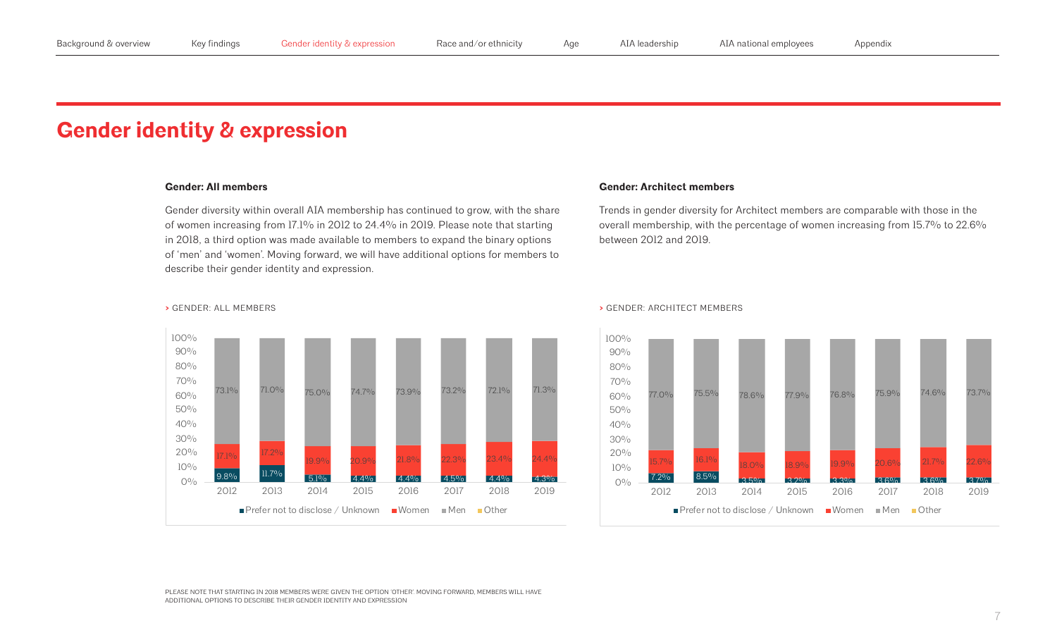# Gender identity & expression

### Gender: All members

Gender diversity within overall AIA membership has continued to grow, with the share of women increasing from 17.1% in 2012 to 24.4% in 2019. Please note that starting in 2018, a third option was made available to members to expand the binary options of 'men' and 'women'. Moving forward, we will have additional options for members to describe their gender identity and expression.

> GENDER: ALL MEMBERS

| Year | Prefer not to disclose / Unknown | Women | Men | Other |
|---|---|---|---|---|
| 2012 | 9.8% | 17.1% | 73.1% | |
| 2013 | 11.7% | 17.2% | 71.0% | |
| 2014 | 5.1% | 19.9% | 75.0% | |
| 2015 | 4.4% | 20.9% | 74.7% | |
| 2016 | 4.4% | 21.8% | 73.9% | |
| 2017 | 4.5% | 22.3% | 73.2% | |
| 2018 | 4.4% | 23.4% | 72.1% | |
| 2019 | 4.3% | 24.4% | 71.3% | |

### Gender: Architect members

Trends in gender diversity for Architect members are comparable with those in the overall membership, with the percentage of women increasing from 15.7% to 22.6% between 2012 and 2019.

> GENDER: ARCHITECT MEMBERS

| Year | Prefer not to disclose / Unknown | Women | Men | Other |
|---|---|---|---|---|
| 2012 | 7.2% | 15.7% | 77.0% | |
| 2013 | 8.5% | 16.1% | 75.5% | |
| 2014 | 3.5% | 18.0% | 78.6% | |
| 2015 | 3.2% | 18.9% | 77.9% | |
| 2016 | 3.3% | 19.9% | 76.8% | |
| 2017 | 3.6% | 20.6% | 75.9% | |
| 2018 | 3.6% | 21.7% | 74.6% | |
| 2019 | 3.7% | 22.6% | 73.7% | |

PLEASE NOTE THAT STARTING IN 2018 MEMBERS WERE GIVEN THE OPTION 'OTHER'. MOVING FORWARD, MEMBERS WILL HAVE ADDITIONAL OPTIONS TO DESCRIBE THEIR GENDER IDENTITY AND EXPRESSION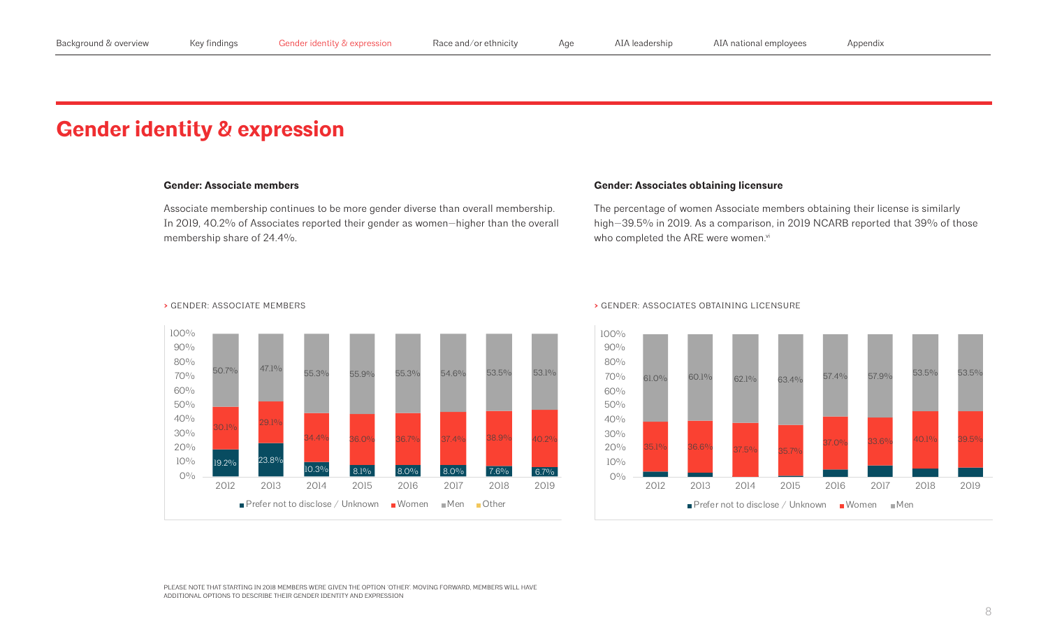# Gender identity & expression

### Gender: Associate members

Associate membership continues to be more gender diverse than overall membership. In 2019, 40.2% of Associates reported their gender as women—higher than the overall membership share of 24.4%.

> GENDER: ASSOCIATE MEMBERS

| Year | Prefer not to disclose / Unknown | Women | Men |
|---|---|---|---|
| 2012 | 19.2% | 30.1% | 50.7% |
| 2013 | 23.8% | 29.1% | 47.1% |
| 2014 | 10.3% | 34.4% | 55.3% |
| 2015 | 8.1% | 36.0% | 55.9% |
| 2016 | 8.0% | 36.7% | 55.3% |
| 2017 | 8.0% | 37.4% | 54.6% |
| 2018 | 7.6% | 38.9% | 53.5% |
| 2019 | 6.7% | 40.2% | 53.1% |

Legend: Prefer not to disclose / Unknown, Women, Men, Other

### Gender: Associates obtaining licensure

The percentage of women Associate members obtaining their license is similarly high—39.5% in 2019. As a comparison, in 2019 NCARB reported that 39% of those who completed the ARE were women.[vi]

> GENDER: ASSOCIATES OBTAINING LICENSURE

| Year | Women | Men |
|---|---|---|
| 2012 | 35.1% | 61.0% |
| 2013 | 36.6% | 60.1% |
| 2014 | 37.5% | 62.1% |
| 2015 | 35.7% | 63.4% |
| 2016 | 37.0% | 57.4% |
| 2017 | 33.6% | 57.9% |
| 2018 | 40.1% | 53.5% |
| 2019 | 39.5% | 53.5% |

Legend: Prefer not to disclose / Unknown, Women, Men

PLEASE NOTE THAT STARTING IN 2018 MEMBERS WERE GIVEN THE OPTION 'OTHER'. MOVING FORWARD, MEMBERS WILL HAVE ADDITIONAL OPTIONS TO DESCRIBE THEIR GENDER IDENTITY AND EXPRESSION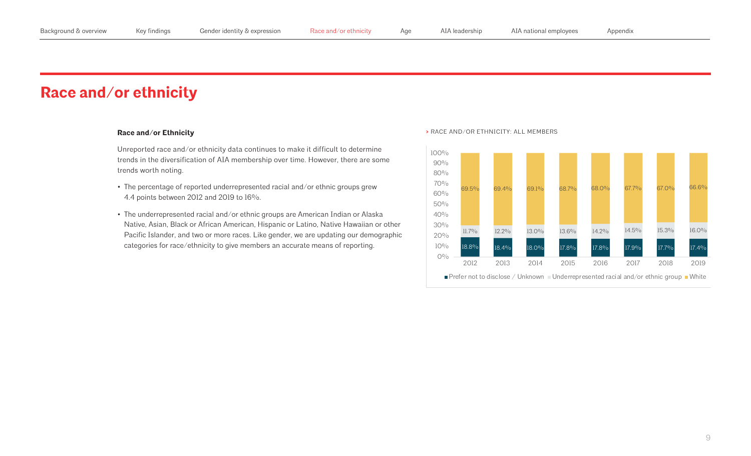# Race and/or ethnicity

### Race and/or Ethnicity

Unreported race and/or ethnicity data continues to make it difficult to determine trends in the diversification of AIA membership over time. However, there are some trends worth noting.

- The percentage of reported underrepresented racial and/or ethnic groups grew 4.4 points between 2012 and 2019 to 16%.
- The underrepresented racial and/or ethnic groups are American Indian or Alaska Native, Asian, Black or African American, Hispanic or Latino, Native Hawaiian or other Pacific Islander, and two or more races. Like gender, we are updating our demographic categories for race/ethnicity to give members an accurate means of reporting.

› RACE AND/OR ETHNICITY: ALL MEMBERS

| | 2012 | 2013 | 2014 | 2015 | 2016 | 2017 | 2018 | 2019 |
|---|---|---|---|---|---|---|---|---|
| White | 69.5% | 69.4% | 69.1% | 68.7% | 68.0% | 67.7% | 67.0% | 66.6% |
| Underrepresented racial and/or ethnic group | 11.7% | 12.2% | 13.0% | 13.6% | 14.2% | 14.5% | 15.3% | 16.0% |
| Prefer not to disclose / Unknown | 18.8% | 18.4% | 18.0% | 17.8% | 17.8% | 17.9% | 17.7% | 17.4% |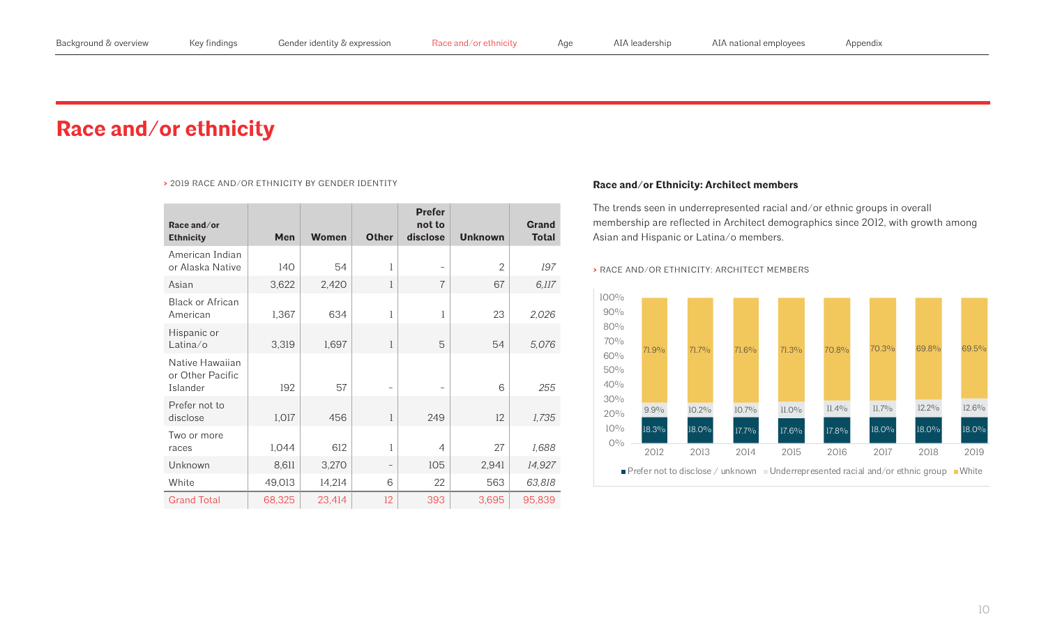Background & overview | Key findings | Gender identity & expression | Race and/or ethnicity | Age | AIA leadership | AIA national employees | Appendix

# Race and/or ethnicity

> 2019 RACE AND/OR ETHNICITY BY GENDER IDENTITY

| Race and/or Ethnicity | Men | Women | Other | Prefer not to disclose | Unknown | Grand Total |
|---|---|---|---|---|---|---|
| American Indian or Alaska Native | 140 | 54 | 1 | – | 2 | *197* |
| Asian | 3,622 | 2,420 | 1 | 7 | 67 | *6,117* |
| Black or African American | 1,367 | 634 | 1 | 1 | 23 | *2,026* |
| Hispanic or Latina/o | 3,319 | 1,697 | 1 | 5 | 54 | *5,076* |
| Native Hawaiian or Other Pacific Islander | 192 | 57 | – | – | 6 | *255* |
| Prefer not to disclose | 1,017 | 456 | 1 | 249 | 12 | *1,735* |
| Two or more races | 1,044 | 612 | 1 | 4 | 27 | *1,688* |
| Unknown | 8,611 | 3,270 | – | 105 | 2,941 | *14,927* |
| White | 49,013 | 14,214 | 6 | 22 | 563 | *63,818* |
| Grand Total | 68,325 | 23,414 | 12 | 393 | 3,695 | 95,839 |

**Race and/or Ethnicity: Architect members**

The trends seen in underrepresented racial and/or ethnic groups in overall membership are reflected in Architect demographics since 2012, with growth among Asian and Hispanic or Latina/o members.

> RACE AND/OR ETHNICITY: ARCHITECT MEMBERS

| Year | Prefer not to disclose / unknown | Underrepresented racial and/or ethnic group | White |
|---|---|---|---|
| 2012 | 18.3% | 9.9% | 71.9% |
| 2013 | 18.0% | 10.2% | 71.7% |
| 2014 | 17.7% | 10.7% | 71.6% |
| 2015 | 17.6% | 11.0% | 71.3% |
| 2016 | 17.8% | 11.4% | 70.8% |
| 2017 | 18.0% | 11.7% | 70.3% |
| 2018 | 18.0% | 12.2% | 69.8% |
| 2019 | 18.0% | 12.6% | 69.5% |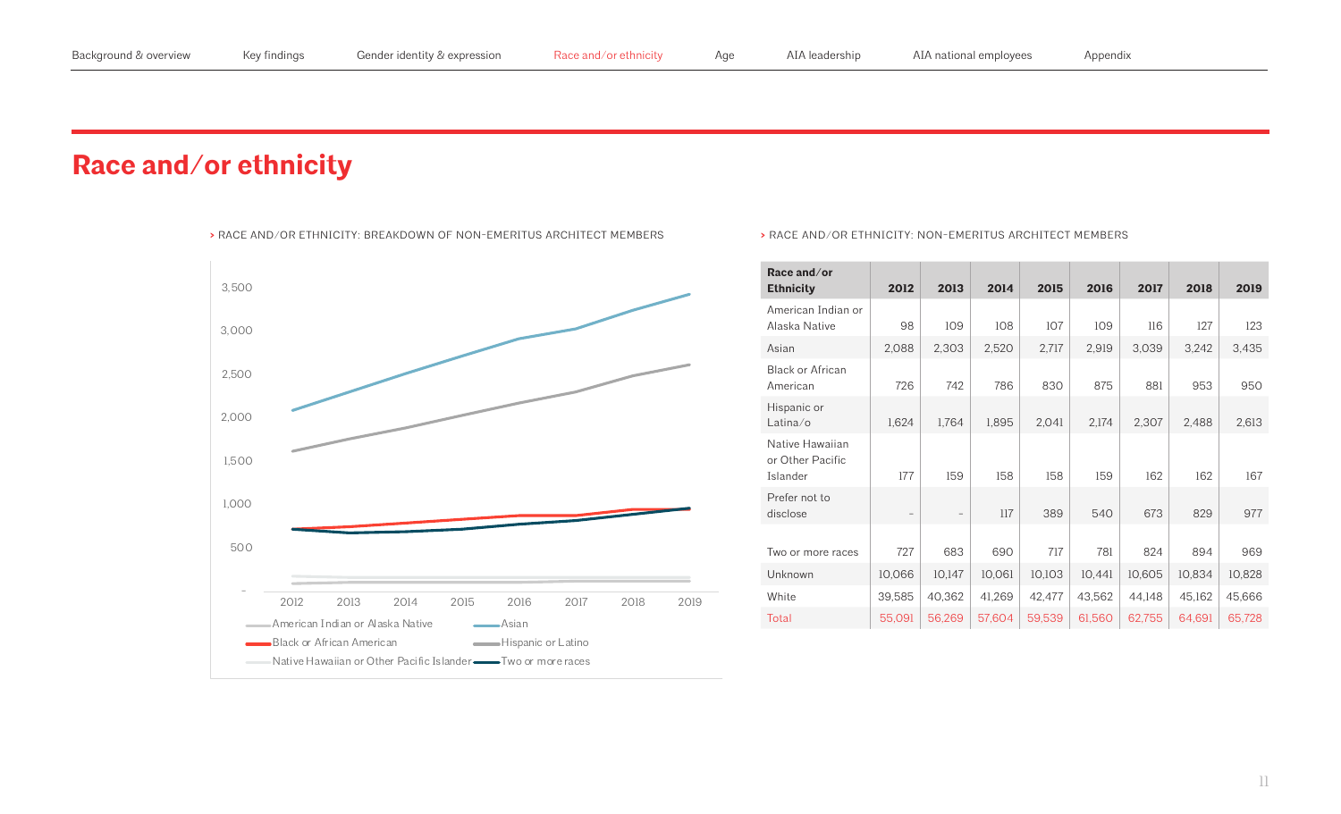# Race and/or ethnicity

> RACE AND/OR ETHNICITY: BREAKDOWN OF NON-EMERITUS ARCHITECT MEMBERS

> RACE AND/OR ETHNICITY: NON-EMERITUS ARCHITECT MEMBERS

| Race and/or Ethnicity | 2012 | 2013 | 2014 | 2015 | 2016 | 2017 | 2018 | 2019 |
|---|---|---|---|---|---|---|---|---|
| American Indian or Alaska Native | 98 | 109 | 108 | 107 | 109 | 116 | 127 | 123 |
| Asian | 2,088 | 2,303 | 2,520 | 2,717 | 2,919 | 3,039 | 3,242 | 3,435 |
| Black or African American | 726 | 742 | 786 | 830 | 875 | 881 | 953 | 950 |
| Hispanic or Latina/o | 1,624 | 1,764 | 1,895 | 2,041 | 2,174 | 2,307 | 2,488 | 2,613 |
| Native Hawaiian or Other Pacific Islander | 177 | 159 | 158 | 158 | 159 | 162 | 162 | 167 |
| Prefer not to disclose | – | – | 117 | 389 | 540 | 673 | 829 | 977 |
| Two or more races | 727 | 683 | 690 | 717 | 781 | 824 | 894 | 969 |
| Unknown | 10,066 | 10,147 | 10,061 | 10,103 | 10,441 | 10,605 | 10,834 | 10,828 |
| White | 39,585 | 40,362 | 41,269 | 42,477 | 43,562 | 44,148 | 45,162 | 45,666 |
| Total | 55,091 | 56,269 | 57,604 | 59,539 | 61,560 | 62,755 | 64,691 | 65,728 |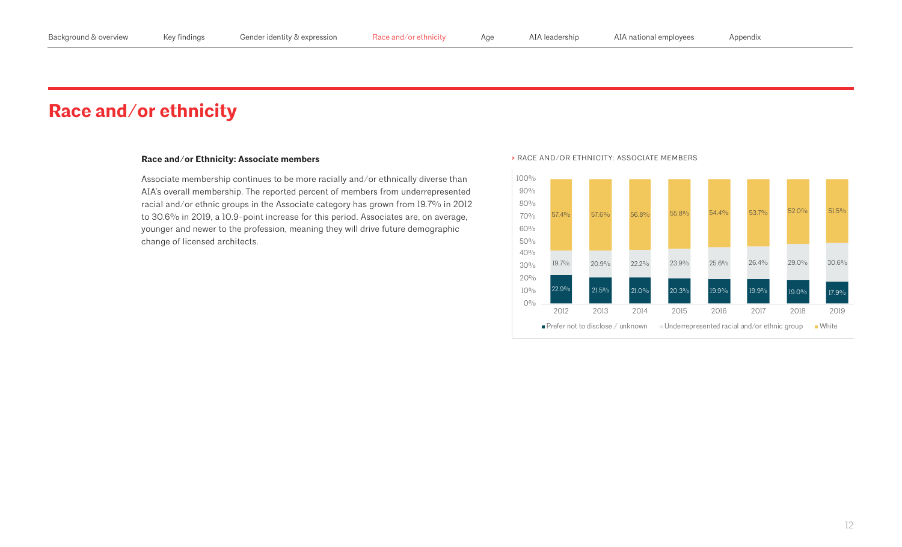# Race and/or ethnicity

**Race and/or Ethnicity: Associate members**

Associate membership continues to be more racially and/or ethnically diverse than AIA's overall membership. The reported percent of members from underrepresented racial and/or ethnic groups in the Associate category has grown from 19.7% in 2012 to 30.6% in 2019, a 10.9-point increase for this period. Associates are, on average, younger and newer to the profession, meaning they will drive future demographic change of licensed architects.

> RACE AND/OR ETHNICITY: ASSOCIATE MEMBERS

| | 2012 | 2013 | 2014 | 2015 | 2016 | 2017 | 2018 | 2019 |
|---|---|---|---|---|---|---|---|---|
| White | 57.4% | 57.6% | 56.8% | 55.8% | 54.4% | 53.7% | 52.0% | 51.5% |
| Underrepresented racial and/or ethnic group | 19.7% | 20.9% | 22.2% | 23.9% | 25.6% | 26.4% | 29.0% | 30.6% |
| Prefer not to disclose / unknown | 22.9% | 21.5% | 21.0% | 20.3% | 19.9% | 19.9% | 19.0% | 17.9% |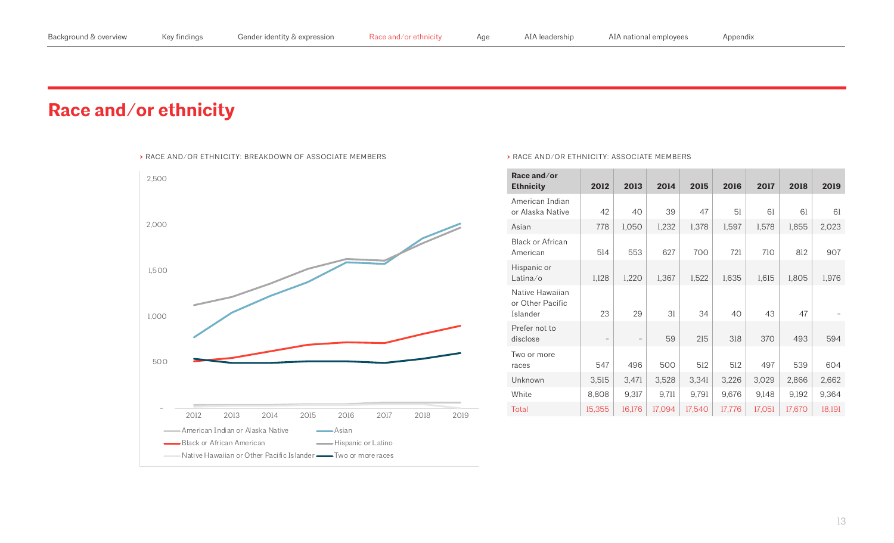# Race and/or ethnicity

› RACE AND/OR ETHNICITY: BREAKDOWN OF ASSOCIATE MEMBERS

› RACE AND/OR ETHNICITY: ASSOCIATE MEMBERS

| Race and/or Ethnicity | 2012 | 2013 | 2014 | 2015 | 2016 | 2017 | 2018 | 2019 |
|---|---|---|---|---|---|---|---|---|
| American Indian or Alaska Native | 42 | 40 | 39 | 47 | 51 | 61 | 61 | 61 |
| Asian | 778 | 1,050 | 1,232 | 1,378 | 1,597 | 1,578 | 1,855 | 2,023 |
| Black or African American | 514 | 553 | 627 | 700 | 721 | 710 | 812 | 907 |
| Hispanic or Latina/o | 1,128 | 1,220 | 1,367 | 1,522 | 1,635 | 1,615 | 1,805 | 1,976 |
| Native Hawaiian or Other Pacific Islander | 23 | 29 | 31 | 34 | 40 | 43 | 47 | – |
| Prefer not to disclose | – | – | 59 | 215 | 318 | 370 | 493 | 594 |
| Two or more races | 547 | 496 | 500 | 512 | 512 | 497 | 539 | 604 |
| Unknown | 3,515 | 3,471 | 3,528 | 3,341 | 3,226 | 3,029 | 2,866 | 2,662 |
| White | 8,808 | 9,317 | 9,711 | 9,791 | 9,676 | 9,148 | 9,192 | 9,364 |
| Total | 15,355 | 16,176 | 17,094 | 17,540 | 17,776 | 17,051 | 17,670 | 18,191 |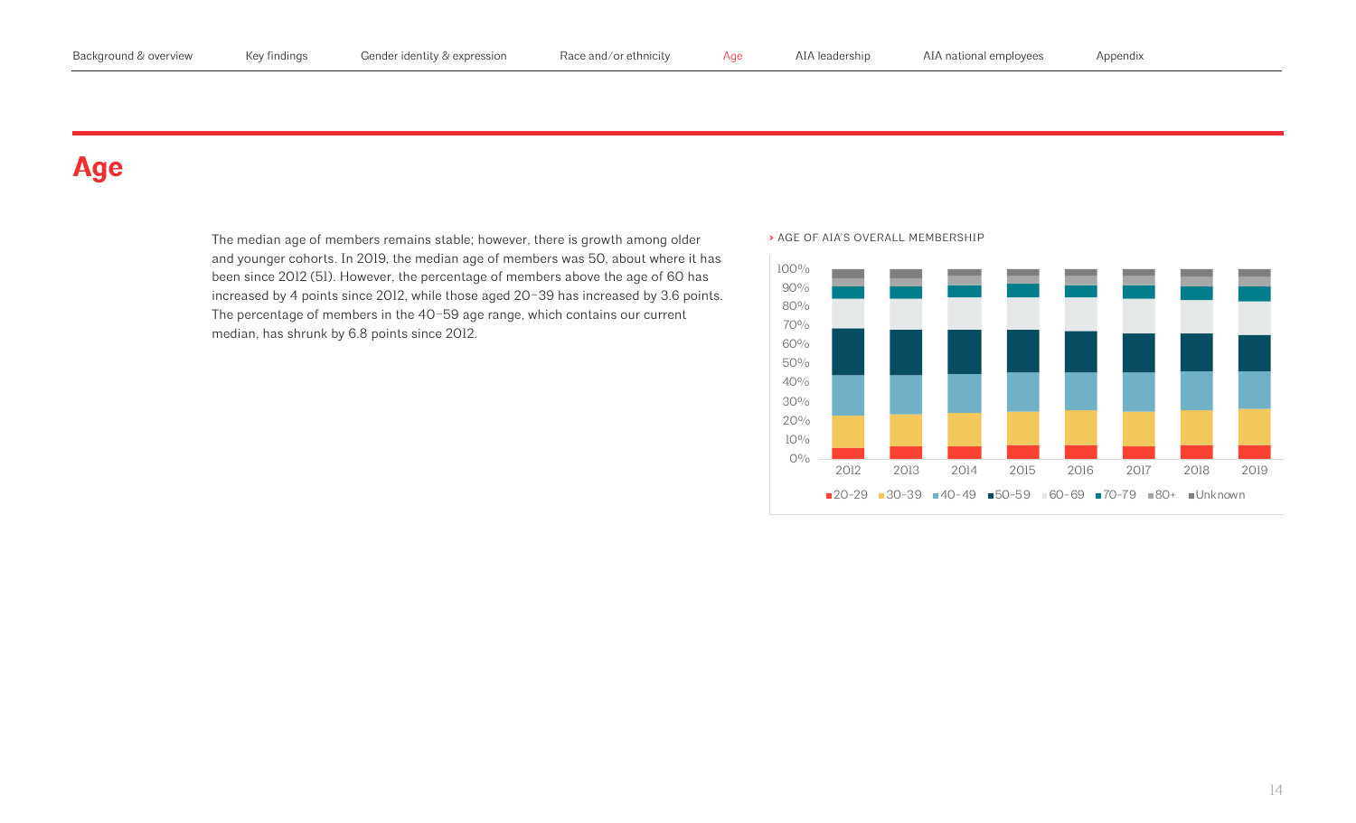# Age

The median age of members remains stable; however, there is growth among older and younger cohorts. In 2019, the median age of members was 50, about where it has been since 2012 (51). However, the percentage of members above the age of 60 has increased by 4 points since 2012, while those aged 20–39 has increased by 3.6 points. The percentage of members in the 40–59 age range, which contains our current median, has shrunk by 6.8 points since 2012.

› AGE OF AIA'S OVERALL MEMBERSHIP

■20-29 ■30-39 ■40-49 ■50-59 ■60-69 ■70-79 ■80+ ■Unknown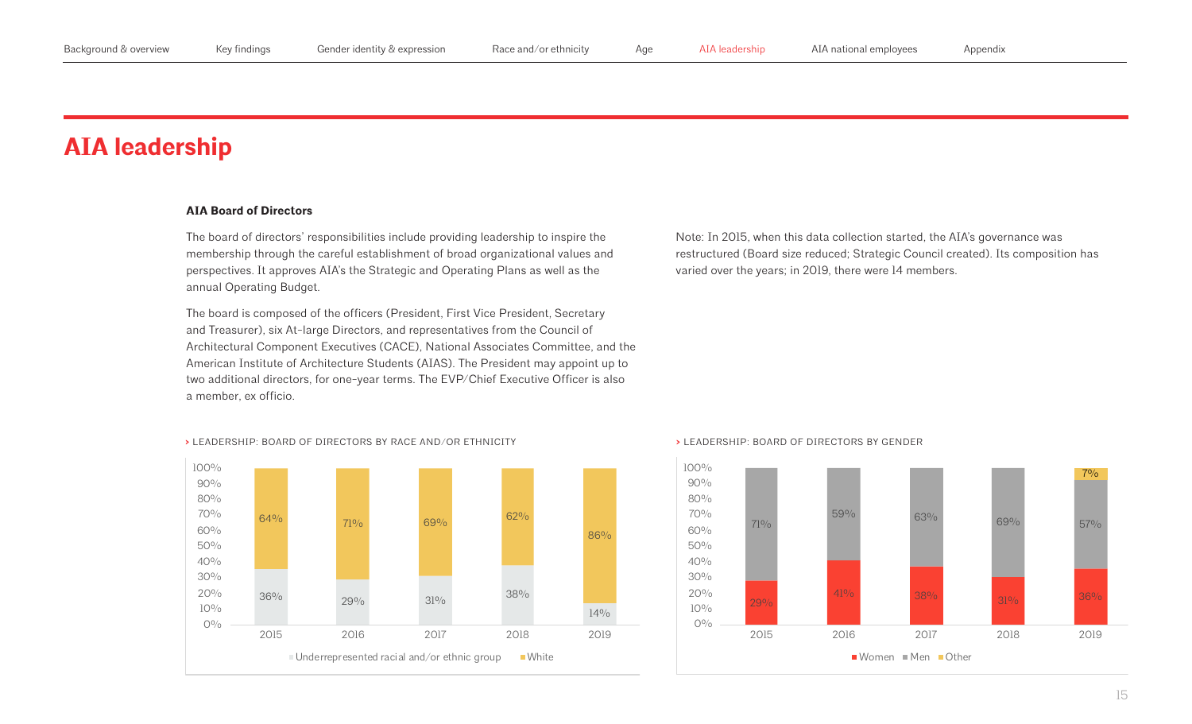# AIA leadership

### AIA Board of Directors

The board of directors' responsibilities include providing leadership to inspire the membership through the careful establishment of broad organizational values and perspectives. It approves AIA's the Strategic and Operating Plans as well as the annual Operating Budget.

The board is composed of the officers (President, First Vice President, Secretary and Treasurer), six At-large Directors, and representatives from the Council of Architectural Component Executives (CACE), National Associates Committee, and the American Institute of Architecture Students (AIAS). The President may appoint up to two additional directors, for one-year terms. The EVP/Chief Executive Officer is also a member, ex officio.

Note: In 2015, when this data collection started, the AIA's governance was restructured (Board size reduced; Strategic Council created). Its composition has varied over the years; in 2019, there were 14 members.

> LEADERSHIP: BOARD OF DIRECTORS BY RACE AND/OR ETHNICITY

| | 2015 | 2016 | 2017 | 2018 | 2019 |
|---|---|---|---|---|---|
| Underrepresented racial and/or ethnic group | 36% | 29% | 31% | 38% | 14% |
| White | 64% | 71% | 69% | 62% | 86% |

> LEADERSHIP: BOARD OF DIRECTORS BY GENDER

| | 2015 | 2016 | 2017 | 2018 | 2019 |
|---|---|---|---|---|---|
| Women | 29% | 41% | 38% | 31% | 36% |
| Men | 71% | 59% | 63% | 69% | 57% |
| Other | | | | | 7% |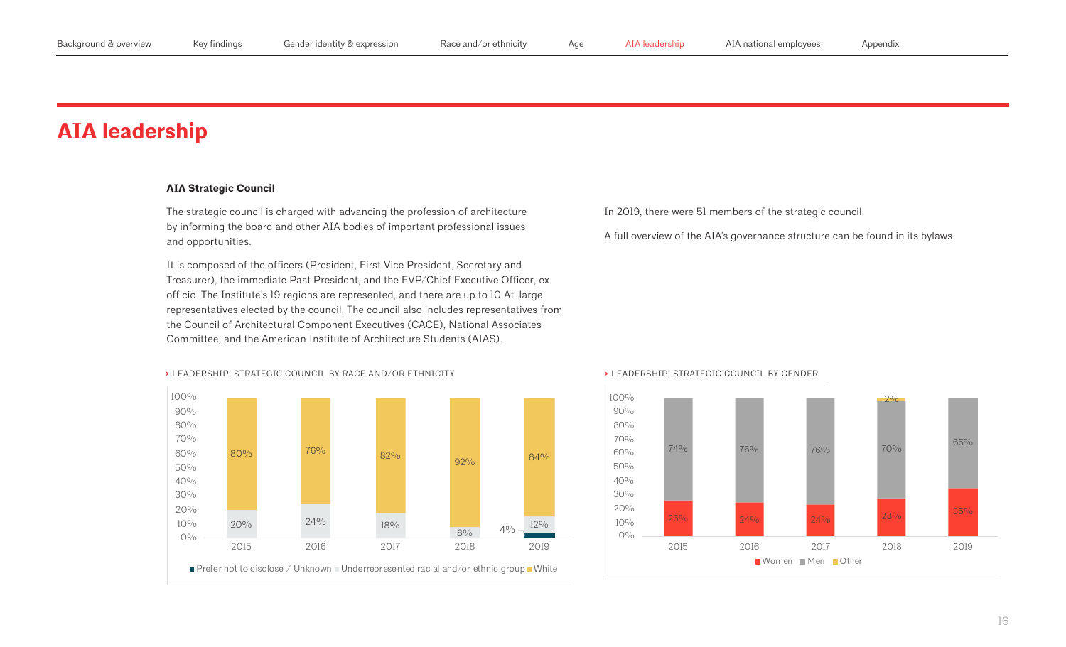# AIA leadership

**AIA Strategic Council**

The strategic council is charged with advancing the profession of architecture by informing the board and other AIA bodies of important professional issues and opportunities.

It is composed of the officers (President, First Vice President, Secretary and Treasurer), the immediate Past President, and the EVP/Chief Executive Officer, ex officio. The Institute's 19 regions are represented, and there are up to 10 At-large representatives elected by the council. The council also includes representatives from the Council of Architectural Component Executives (CACE), National Associates Committee, and the American Institute of Architecture Students (AIAS).

In 2019, there were 51 members of the strategic council.

A full overview of the AIA's governance structure can be found in its bylaws.

› LEADERSHIP: STRATEGIC COUNCIL BY RACE AND/OR ETHNICITY

| Year | Prefer not to disclose / Unknown | Underrepresented racial and/or ethnic group | White |
|---|---|---|---|
| 2015 | | 20% | 80% |
| 2016 | | 24% | 76% |
| 2017 | | 18% | 82% |
| 2018 | | 8% | 92% |
| 2019 | 4% | 12% | 84% |

› LEADERSHIP: STRATEGIC COUNCIL BY GENDER

| Year | Women | Men | Other |
|---|---|---|---|
| 2015 | 26% | 74% | |
| 2016 | 24% | 76% | |
| 2017 | 24% | 76% | |
| 2018 | 28% | 70% | 2% |
| 2019 | 35% | 65% | |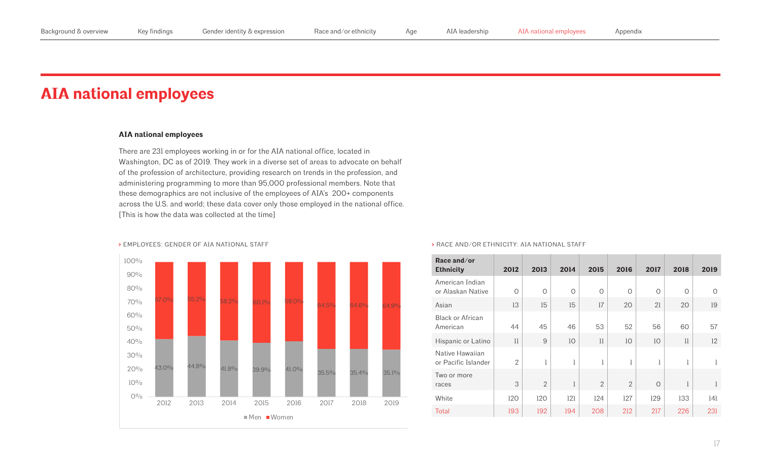# AIA national employees

**AIA national employees**

There are 231 employees working in or for the AIA national office, located in Washington, DC as of 2019. They work in a diverse set of areas to advocate on behalf of the profession of architecture, providing research on trends in the profession, and administering programming to more than 95,000 professional members. Note that these demographics are not inclusive of the employees of AIA's 200+ components across the U.S. and world; these data cover only those employed in the national office. [This is how the data was collected at the time]

> EMPLOYEES: GENDER OF AIA NATIONAL STAFF

| Year | Men | Women |
|---|---|---|
| 2012 | 43.0% | 57.0% |
| 2013 | 44.8% | 55.2% |
| 2014 | 41.8% | 58.2% |
| 2015 | 39.9% | 60.1% |
| 2016 | 41.0% | 59.0% |
| 2017 | 35.5% | 64.5% |
| 2018 | 35.4% | 64.6% |
| 2019 | 35.1% | 64.9% |

> RACE AND/OR ETHNICITY: AIA NATIONAL STAFF

| Race and/or Ethnicity | 2012 | 2013 | 2014 | 2015 | 2016 | 2017 | 2018 | 2019 |
|---|---|---|---|---|---|---|---|---|
| American Indian or Alaskan Native | 0 | 0 | 0 | 0 | 0 | 0 | 0 | 0 |
| Asian | 13 | 15 | 15 | 17 | 20 | 21 | 20 | 19 |
| Black or African American | 44 | 45 | 46 | 53 | 52 | 56 | 60 | 57 |
| Hispanic or Latino | 11 | 9 | 10 | 11 | 10 | 10 | 11 | 12 |
| Native Hawaiian or Pacific Islander | 2 | 1 | 1 | 1 | 1 | 1 | 1 | 1 |
| Two or more races | 3 | 2 | 1 | 2 | 2 | 0 | 1 | 1 |
| White | 120 | 120 | 121 | 124 | 127 | 129 | 133 | 141 |
| Total | 193 | 192 | 194 | 208 | 212 | 217 | 226 | 231 |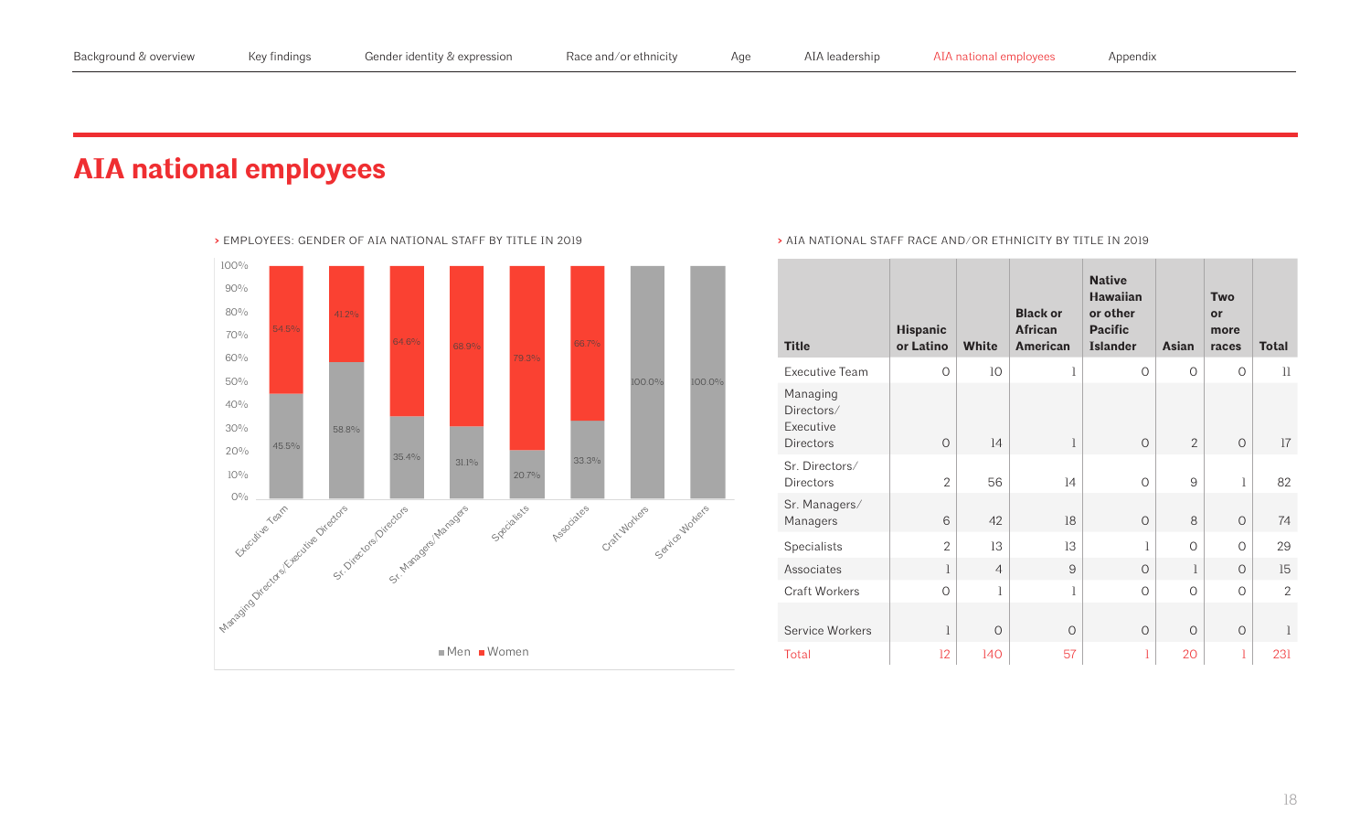# AIA national employees

> EMPLOYEES: GENDER OF AIA NATIONAL STAFF BY TITLE IN 2019

| Title | Men | Women |
|---|---|---|
| Executive Team | 45.5% | 54.5% |
| Managing Directors/Executive Directors | 58.8% | 41.2% |
| Sr. Directors/Directors | 35.4% | 64.6% |
| Sr. Managers/Managers | 31.1% | 68.9% |
| Specialists | 20.7% | 79.3% |
| Associates | 33.3% | 66.7% |
| Craft Workers | 100.0% | |
| Service Workers | 100.0% | |

> AIA NATIONAL STAFF RACE AND/OR ETHNICITY BY TITLE IN 2019

| Title | Hispanic or Latino | White | Black or African American | Native Hawaiian or other Pacific Islander | Asian | Two or more races | Total |
|---|---|---|---|---|---|---|---|
| Executive Team | 0 | 10 | 1 | 0 | 0 | 0 | 11 |
| Managing Directors/ Executive Directors | 0 | 14 | 1 | 0 | 2 | 0 | 17 |
| Sr. Directors/ Directors | 2 | 56 | 14 | 0 | 9 | 1 | 82 |
| Sr. Managers/ Managers | 6 | 42 | 18 | 0 | 8 | 0 | 74 |
| Specialists | 2 | 13 | 13 | 1 | 0 | 0 | 29 |
| Associates | 1 | 4 | 9 | 0 | 1 | 0 | 15 |
| Craft Workers | 0 | 1 | 1 | 0 | 0 | 0 | 2 |
| Service Workers | 1 | 0 | 0 | 0 | 0 | 0 | 1 |
| Total | 12 | 140 | 57 | 1 | 20 | 1 | 231 |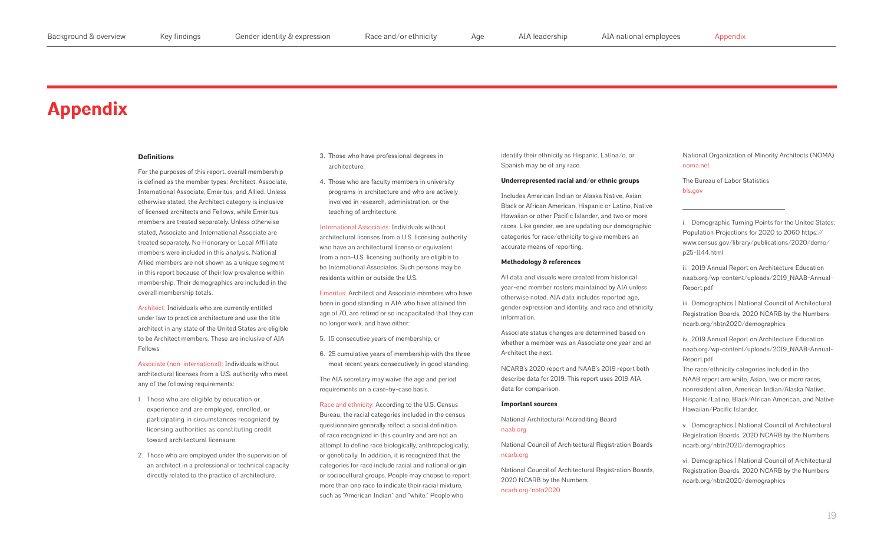# Appendix

### Definitions

For the purposes of this report, overall membership is defined as the member types: Architect, Associate, International Associate, Emeritus, and Allied. Unless otherwise stated, the Architect category is inclusive of licensed architects and Fellows, while Emeritus members are treated separately. Unless otherwise stated, Associate and International Associate are treated separately. No Honorary or Local Affiliate members were included in this analysis. National Allied members are not shown as a unique segment in this report because of their low prevalence within membership. Their demographics are included in the overall membership totals.

Architect: Individuals who are currently entitled under law to practice architecture and use the title architect in any state of the United States are eligible to be Architect members. These are inclusive of AIA Fellows.

Associate (non-international): Individuals without architectural licenses from a U.S. authority who meet any of the following requirements:

1. Those who are eligible by education or experience and are employed, enrolled, or participating in circumstances recognized by licensing authorities as constituting credit toward architectural licensure.
2. Those who are employed under the supervision of an architect in a professional or technical capacity directly related to the practice of architecture.
3. Those who have professional degrees in architecture.
4. Those who are faculty members in university programs in architecture and who are actively involved in research, administration, or the teaching of architecture.

International Associates: Individuals without architectural licenses from a U.S. licensing authority who have an architectural license or equivalent from a non-U.S. licensing authority are eligible to be International Associates. Such persons may be residents within or outside the U.S.

Emeritus: Architect and Associate members who have been in good standing in AIA who have attained the age of 70, are retired or so incapacitated that they can no longer work, and have either:

5. 15 consecutive years of membership, or
6. 25 cumulative years of membership with the three most recent years consecutively in good standing.

The AIA secretary may waive the age and period requirements on a case-by-case basis.

Race and ethnicity: According to the U.S. Census Bureau, the racial categories included in the census questionnaire generally reflect a social definition of race recognized in this country and are not an attempt to define race biologically, anthropologically, or genetically. In addition, it is recognized that the categories for race include racial and national origin or sociocultural groups. People may choose to report more than one race to indicate their racial mixture, such as "American Indian" and "white." People who identify their ethnicity as Hispanic, Latina/o, or Spanish may be of any race.

### Underrepresented racial and/or ethnic groups

Includes American Indian or Alaska Native, Asian, Black or African American, Hispanic or Latino, Native Hawaiian or other Pacific Islander, and two or more races. Like gender, we are updating our demographic categories for race/ethnicity to give members an accurate means of reporting.

### Methodology & references

All data and visuals were created from historical year-end member rosters maintained by AIA unless otherwise noted. AIA data includes reported age, gender expression and identity, and race and ethnicity information.

Associate status changes are determined based on whether a member was an Associate one year and an Architect the next.

NCARB's 2020 report and NAAB's 2019 report both describe data for 2019. This report uses 2019 AIA data for comparison.

### Important sources

National Architectural Accrediting Board
naab.org

National Council of Architectural Registration Boards
ncarb.org

National Council of Architectural Registration Boards, 2020 NCARB by the Numbers
ncarb.org/nbtn2020

National Organization of Minority Architects (NOMA)
noma.net

The Bureau of Labor Statistics
bls.gov

---

i. Demographic Turning Points for the United States: Population Projections for 2020 to 2060 https://www.census.gov/library/publications/2020/demo/p25-1144.html

ii. 2019 Annual Report on Architecture Education naab.org/wp-content/uploads/2019_NAAB-Annual-Report.pdf

iii. Demographics | National Council of Architectural Registration Boards, 2020 NCARB by the Numbers ncarb.org/nbtn2020/demographics

iv. 2019 Annual Report on Architecture Education naab.org/wp-content/uploads/2019_NAAB-Annual-Report.pdf
The race/ethnicity categories included in the NAAB report are white, Asian, two or more races, nonresident alien, American Indian/Alaska Native, Hispanic/Latino, Black/African American, and Native Hawaiian/Pacific Islander.

v. Demographics | National Council of Architectural Registration Boards, 2020 NCARB by the Numbers ncarb.org/nbtn2020/demographics

vi. Demographics | National Council of Architectural Registration Boards, 2020 NCARB by the Numbers ncarb.org/nbtn2020/demographics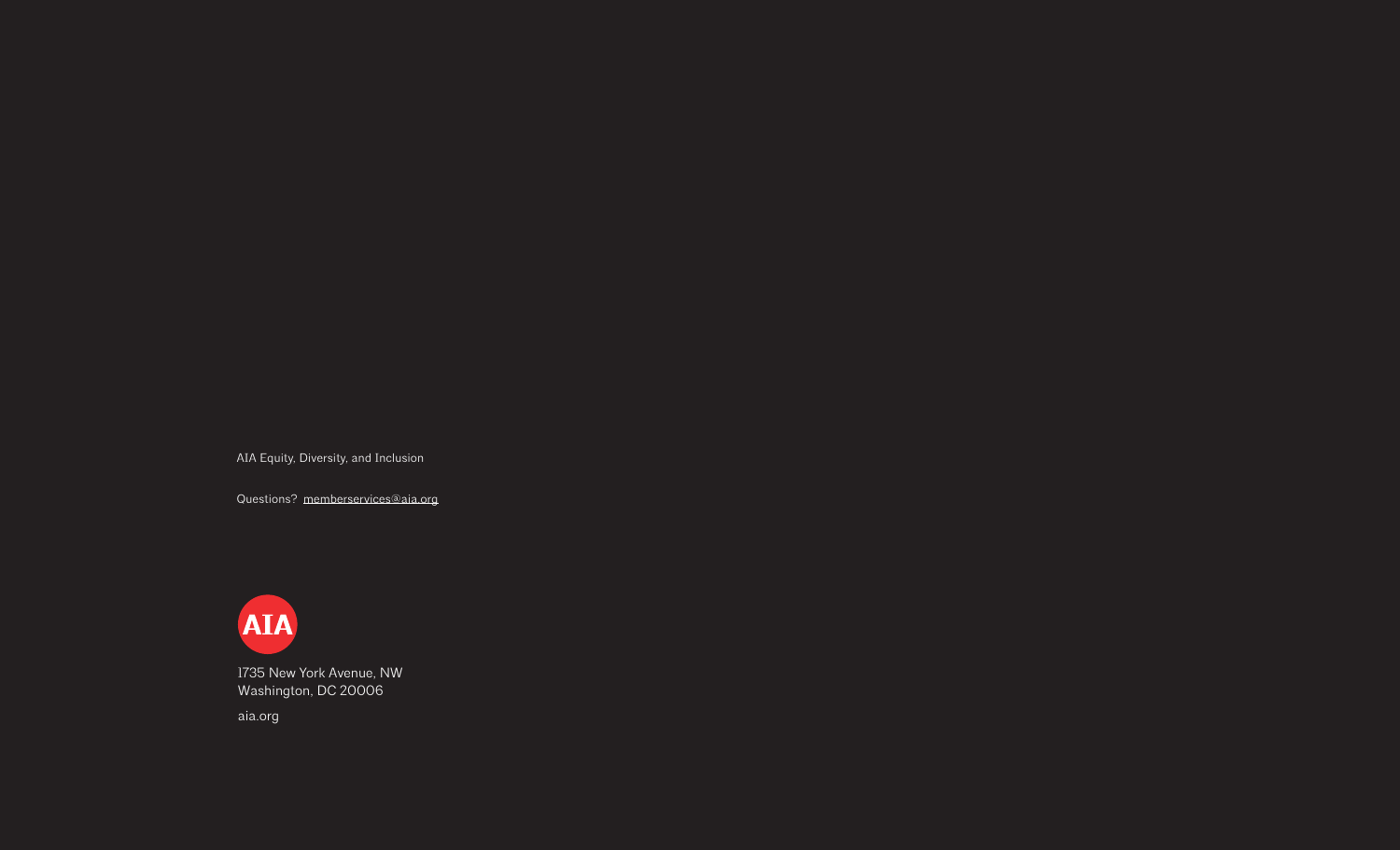AIA Equity, Diversity, and Inclusion

Questions? memberservices@aia.org

AIA

1735 New York Avenue, NW
Washington, DC 20006

aia.org